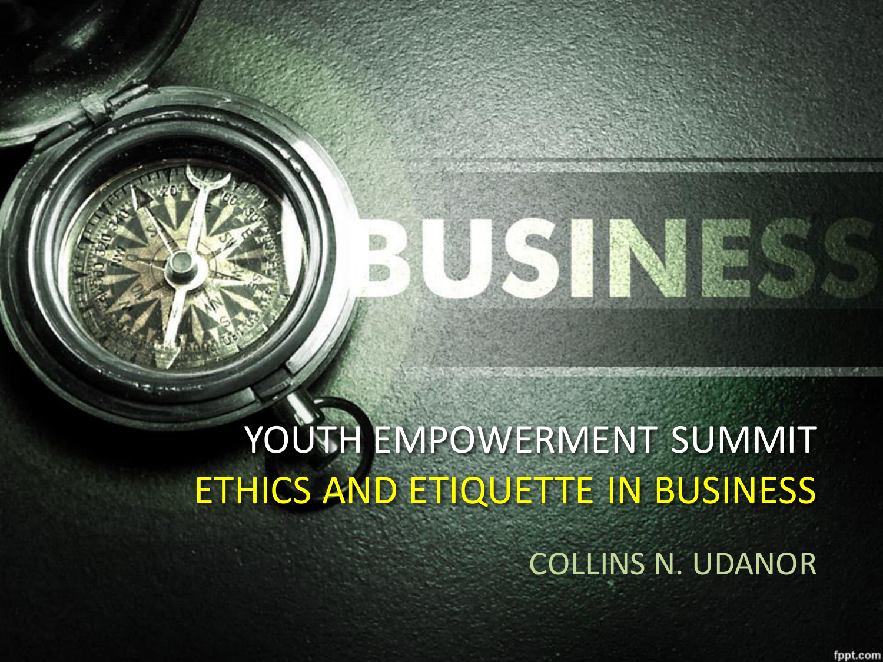# YOUTH EMPOWERMENT SUMMIT

## ETHICS AND ETIQUETTE IN BUSINESS

COLLINS N. UDANOR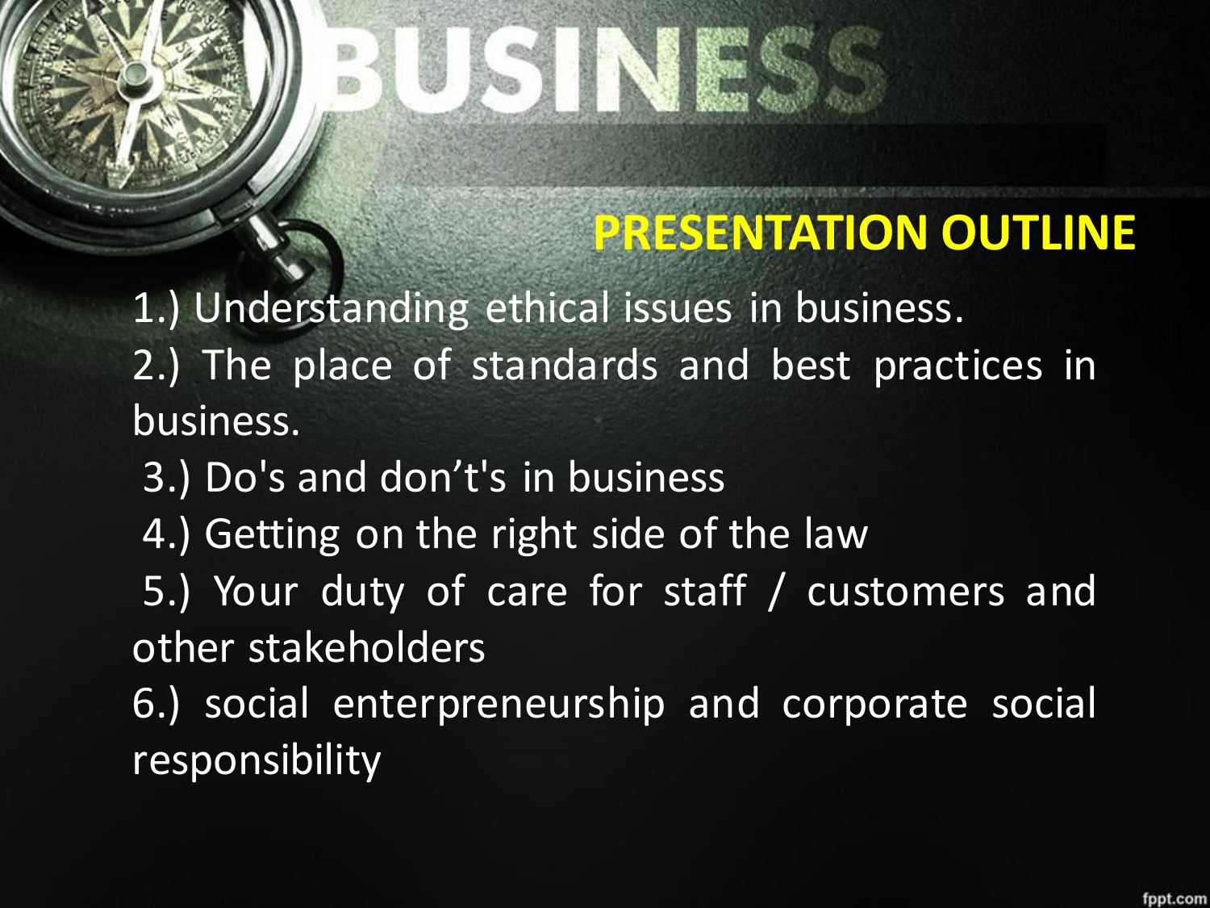# PRESENTATION OUTLINE

1.) Understanding ethical issues in business.

2.) The place of standards and best practices in business.

3.) Do's and don't's in business

4.) Getting on the right side of the law

5.) Your duty of care for staff / customers and other stakeholders

6.) social enterpreneurship and corporate social responsibility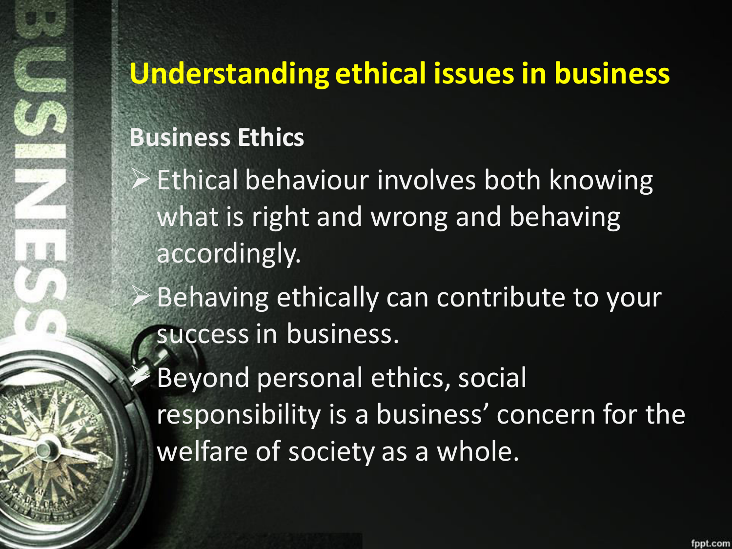# Understanding ethical issues in business

**Business Ethics**

- Ethical behaviour involves both knowing what is right and wrong and behaving accordingly.
- Behaving ethically can contribute to your success in business.
- Beyond personal ethics, social responsibility is a business' concern for the welfare of society as a whole.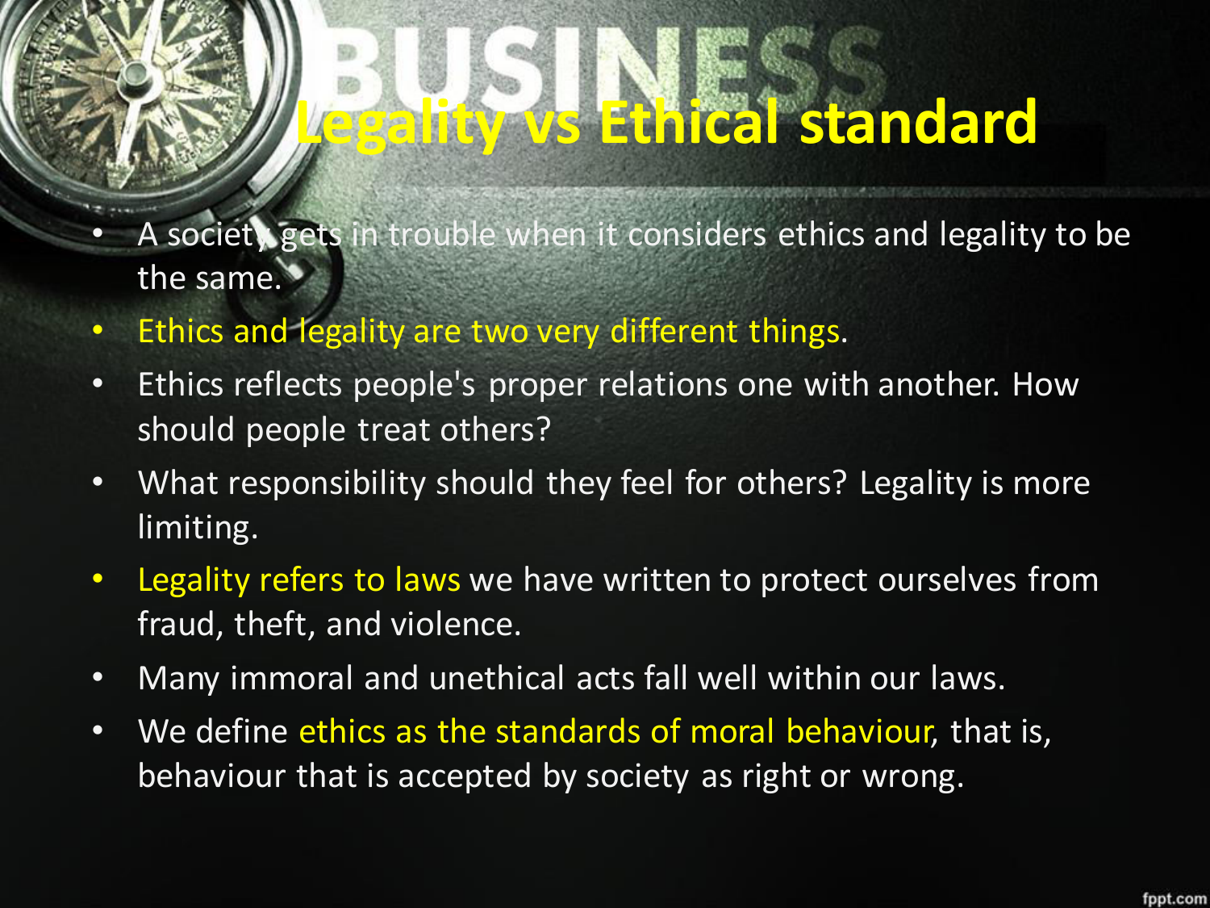# Legality vs Ethical standard

- A society gets in trouble when it considers ethics and legality to be the same.
- Ethics and legality are two very different things.
- Ethics reflects people's proper relations one with another. How should people treat others?
- What responsibility should they feel for others? Legality is more limiting.
- Legality refers to laws we have written to protect ourselves from fraud, theft, and violence.
- Many immoral and unethical acts fall well within our laws.
- We define ethics as the standards of moral behaviour, that is, behaviour that is accepted by society as right or wrong.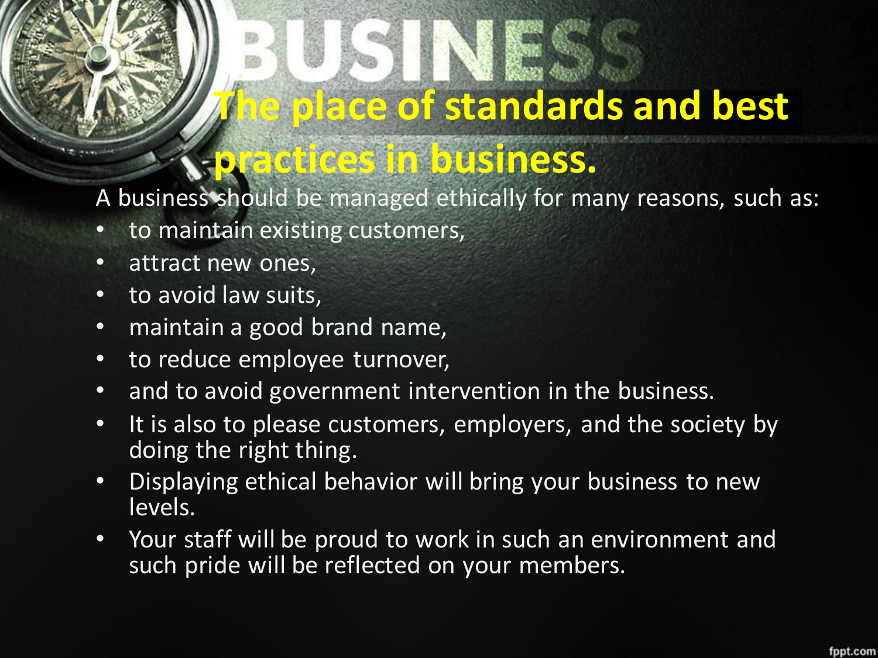# The place of standards and best practices in business.

A business should be managed ethically for many reasons, such as:

- to maintain existing customers,
- attract new ones,
- to avoid law suits,
- maintain a good brand name,
- to reduce employee turnover,
- and to avoid government intervention in the business.
- It is also to please customers, employers, and the society by doing the right thing.
- Displaying ethical behavior will bring your business to new levels.
- Your staff will be proud to work in such an environment and such pride will be reflected on your members.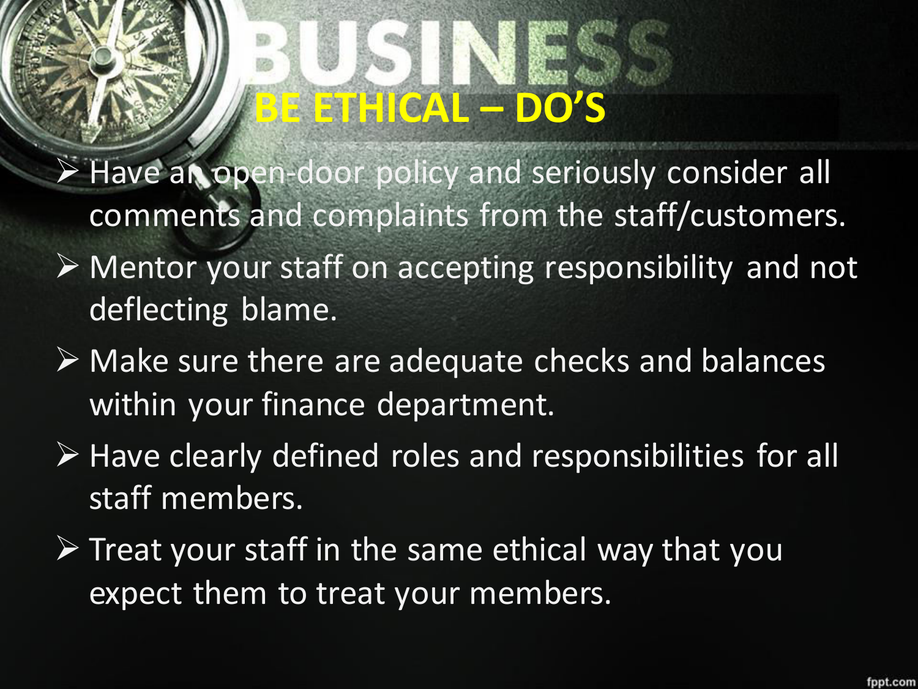# BE ETHICAL – DO'S

- Have an open-door policy and seriously consider all comments and complaints from the staff/customers.
- Mentor your staff on accepting responsibility and not deflecting blame.
- Make sure there are adequate checks and balances within your finance department.
- Have clearly defined roles and responsibilities for all staff members.
- Treat your staff in the same ethical way that you expect them to treat your members.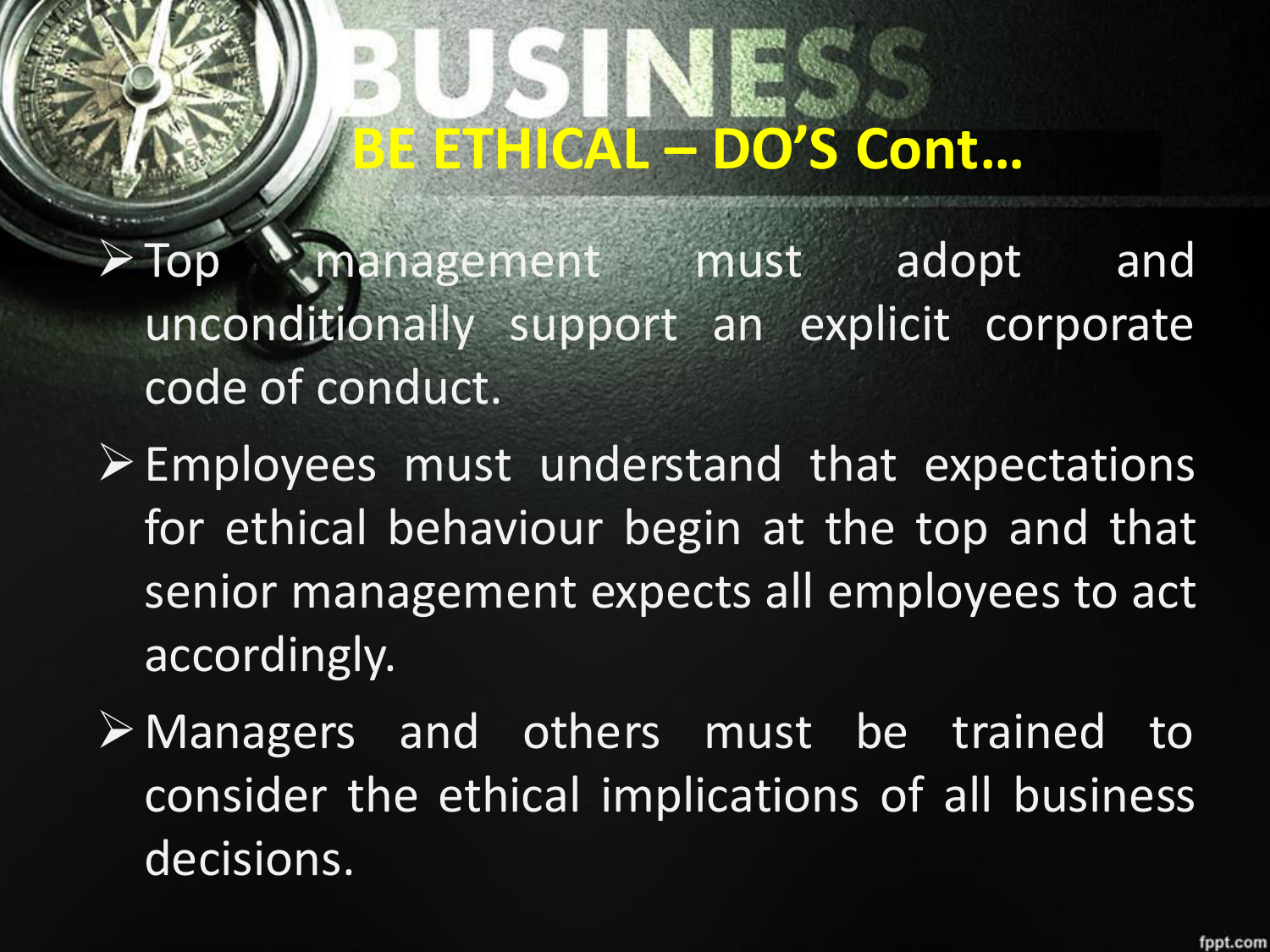# BE ETHICAL – DO'S Cont…

- Top management must adopt and unconditionally support an explicit corporate code of conduct.
- Employees must understand that expectations for ethical behaviour begin at the top and that senior management expects all employees to act accordingly.
- Managers and others must be trained to consider the ethical implications of all business decisions.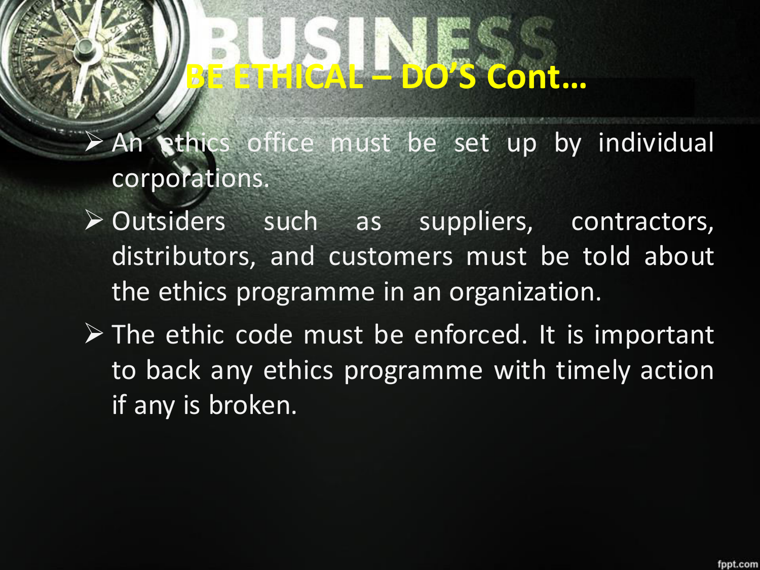# BE ETHICAL – DO'S Cont…

- An ethics office must be set up by individual corporations.
- Outsiders such as suppliers, contractors, distributors, and customers must be told about the ethics programme in an organization.
- The ethic code must be enforced. It is important to back any ethics programme with timely action if any is broken.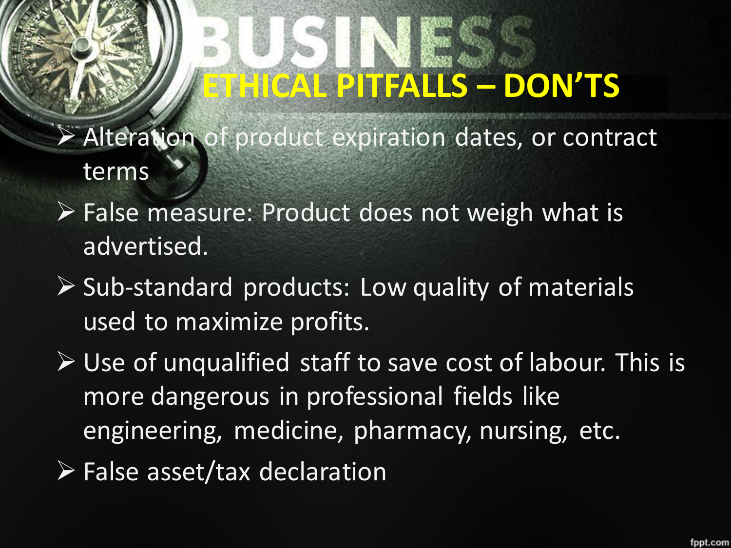# ETHICAL PITFALLS – DON'TS

- Alteration of product expiration dates, or contract terms
- False measure: Product does not weigh what is advertised.
- Sub-standard products: Low quality of materials used to maximize profits.
- Use of unqualified staff to save cost of labour. This is more dangerous in professional fields like engineering, medicine, pharmacy, nursing, etc.
- False asset/tax declaration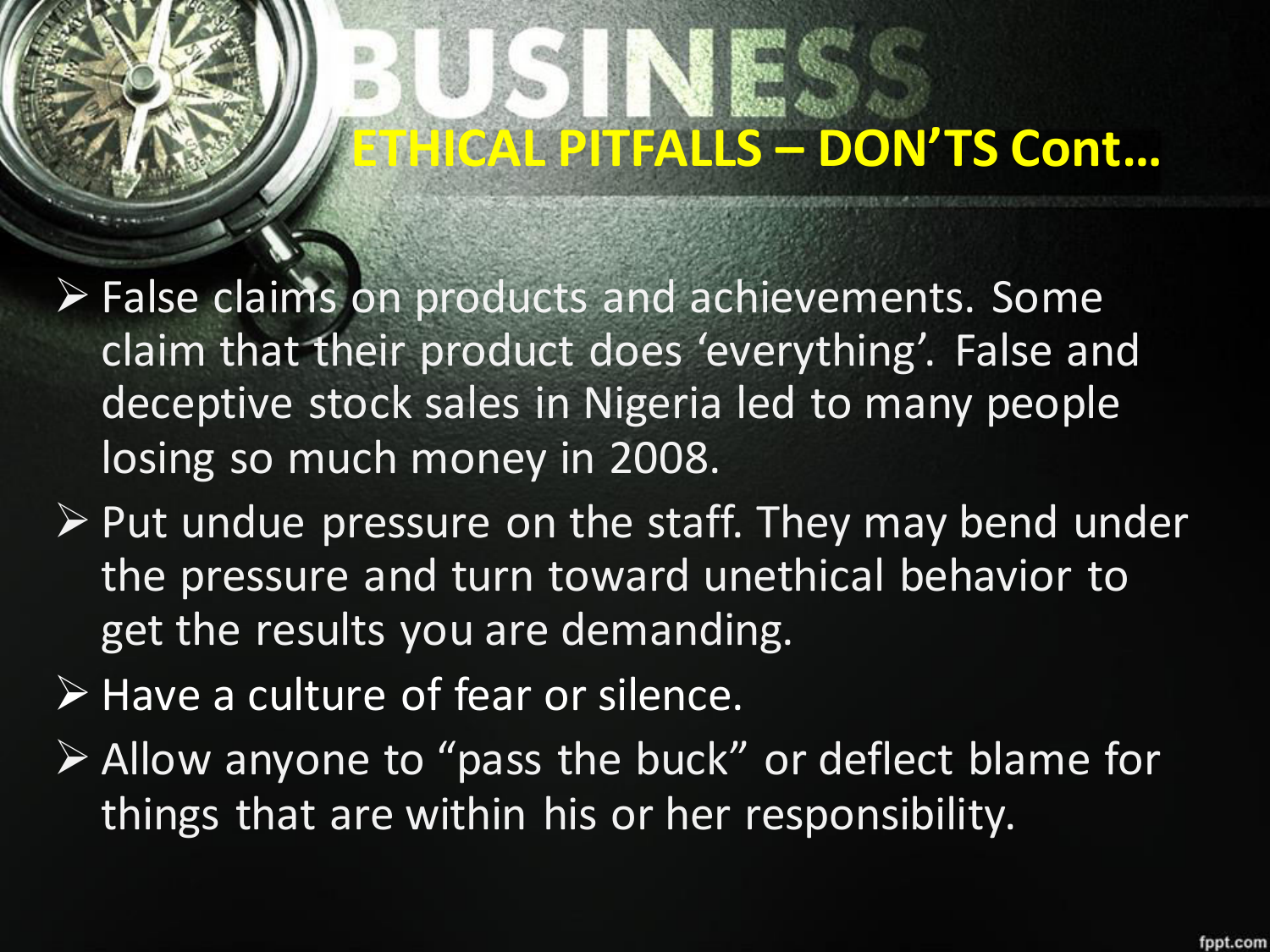## ETHICAL PITFALLS – DON'TS Cont…

- False claims on products and achievements. Some claim that their product does 'everything'. False and deceptive stock sales in Nigeria led to many people losing so much money in 2008.
- Put undue pressure on the staff. They may bend under the pressure and turn toward unethical behavior to get the results you are demanding.
- Have a culture of fear or silence.
- Allow anyone to "pass the buck" or deflect blame for things that are within his or her responsibility.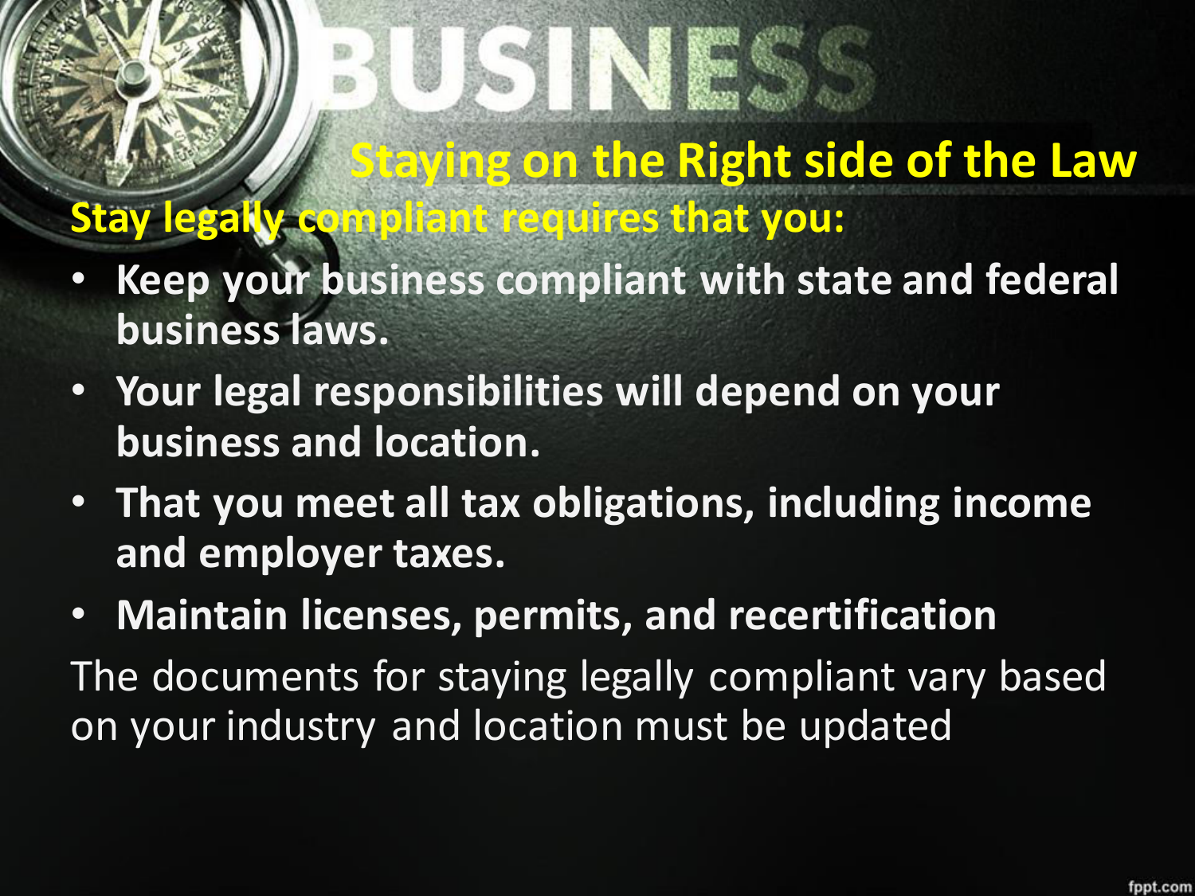## Staying on the Right side of the Law

**Stay legally compliant requires that you:**

- **Keep your business compliant with state and federal business laws.**
- **Your legal responsibilities will depend on your business and location.**
- **That you meet all tax obligations, including income and employer taxes.**
- **Maintain licenses, permits, and recertification**

The documents for staying legally compliant vary based on your industry and location must be updated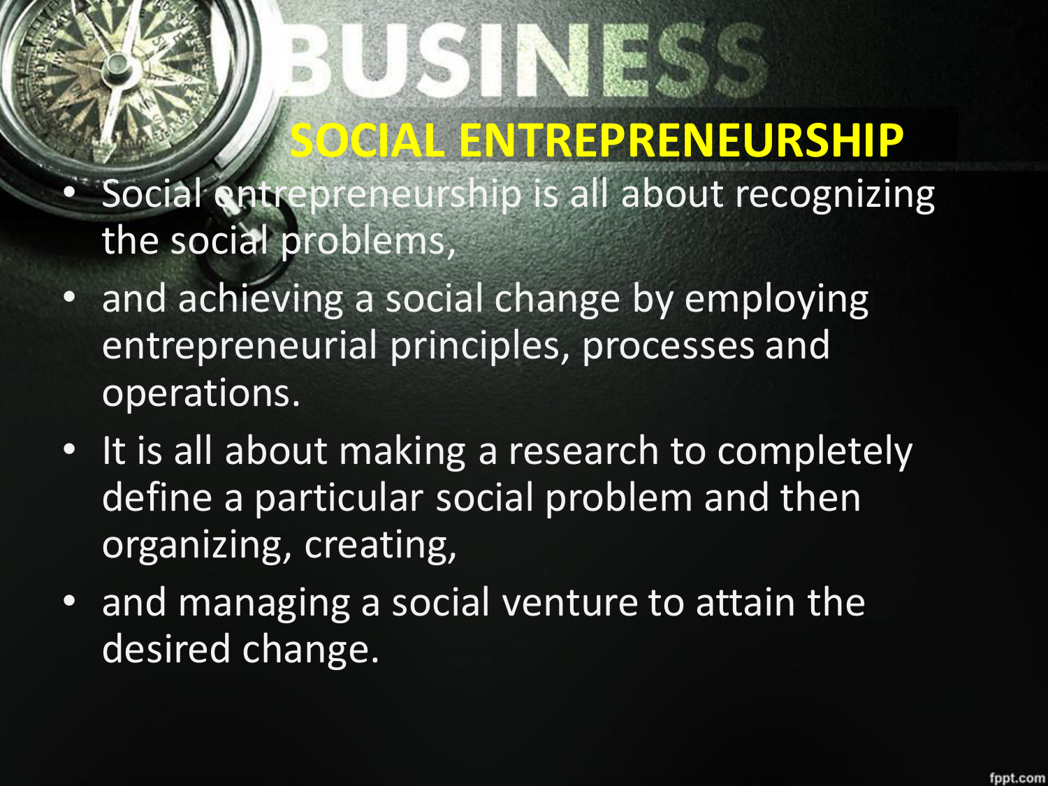# SOCIAL ENTREPRENEURSHIP

- Social entrepreneurship is all about recognizing the social problems,
- and achieving a social change by employing entrepreneurial principles, processes and operations.
- It is all about making a research to completely define a particular social problem and then organizing, creating,
- and managing a social venture to attain the desired change.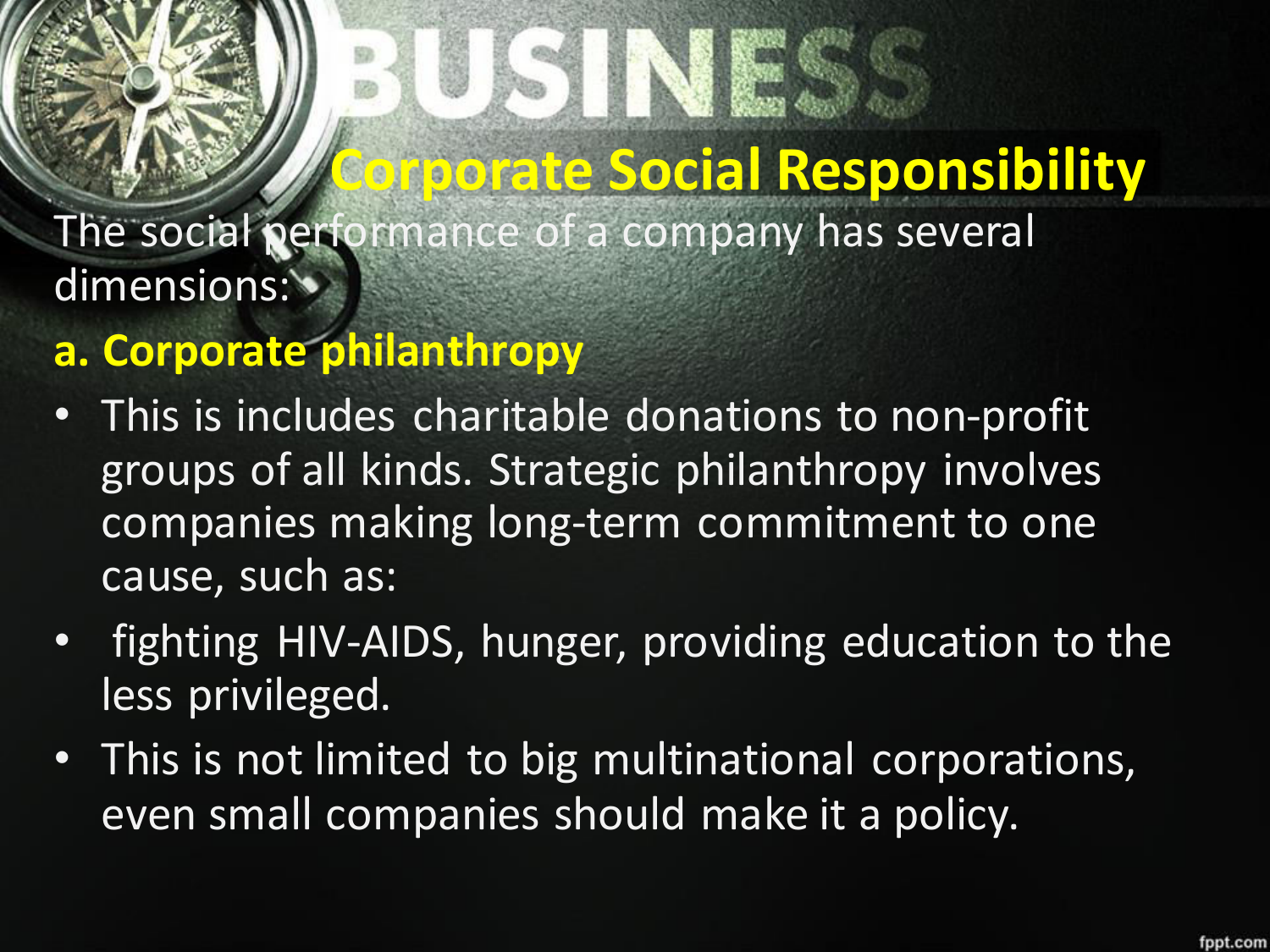# Corporate Social Responsibility

The social performance of a company has several dimensions:

**a. Corporate philanthropy**

- This is includes charitable donations to non-profit groups of all kinds. Strategic philanthropy involves companies making long-term commitment to one cause, such as:
- fighting HIV-AIDS, hunger, providing education to the less privileged.
- This is not limited to big multinational corporations, even small companies should make it a policy.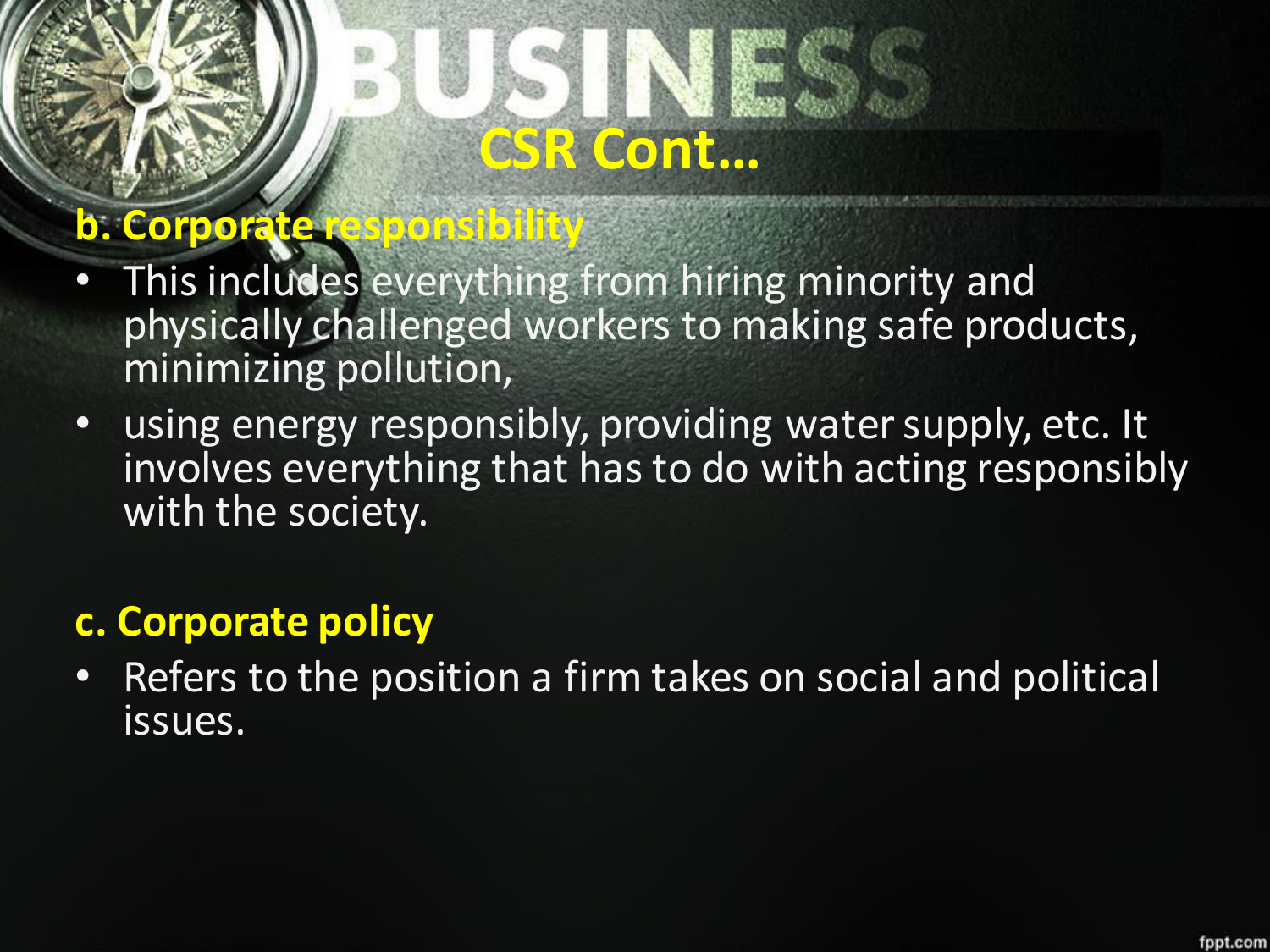# CSR Cont…

## b. Corporate responsibility

- This includes everything from hiring minority and physically challenged workers to making safe products, minimizing pollution,
- using energy responsibly, providing water supply, etc. It involves everything that has to do with acting responsibly with the society.

## c. Corporate policy

- Refers to the position a firm takes on social and political issues.